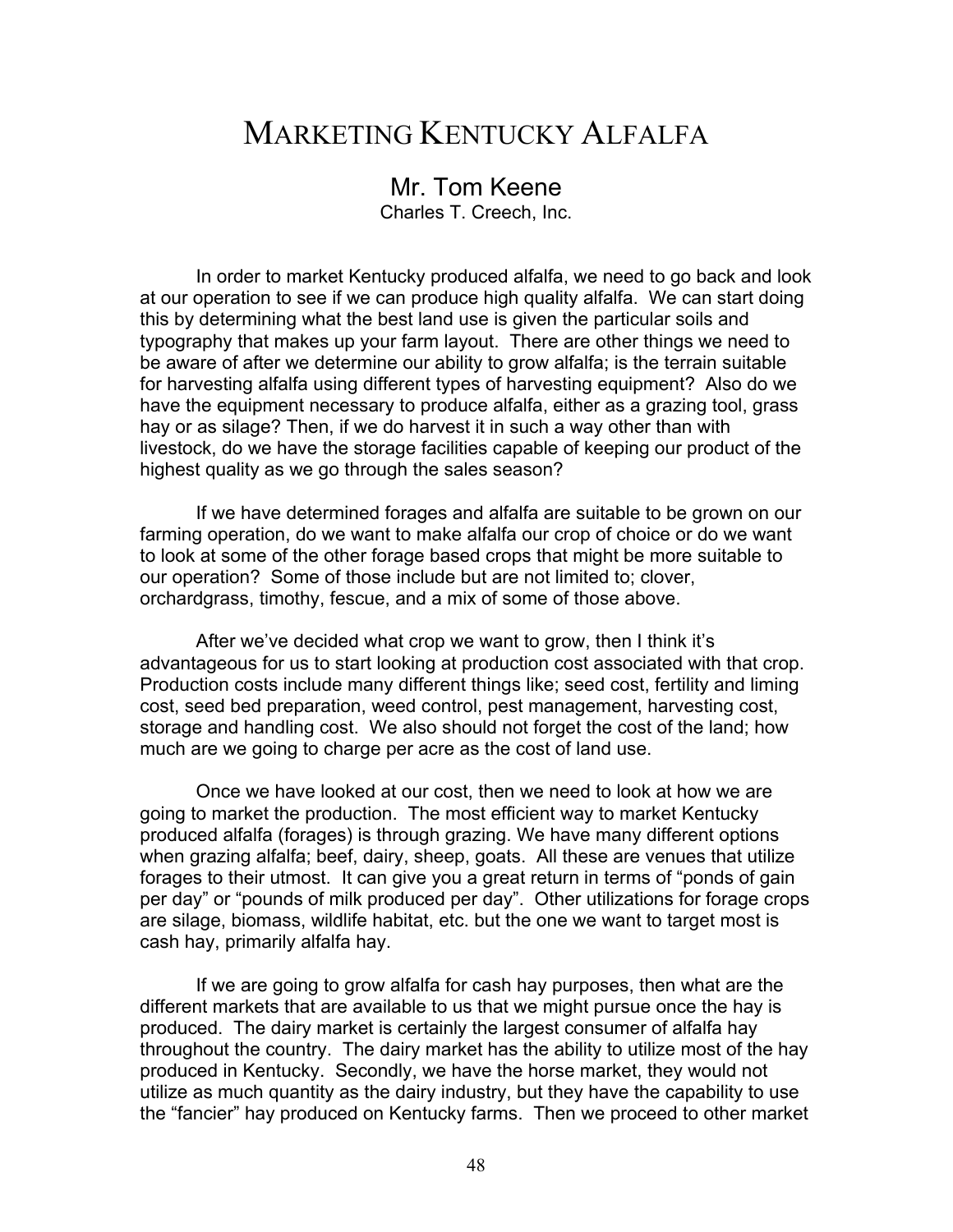# MARKETING KENTUCKY ALFALFA

Mr. Tom Keene
Charles T. Creech, Inc.

In order to market Kentucky produced alfalfa, we need to go back and look at our operation to see if we can produce high quality alfalfa. We can start doing this by determining what the best land use is given the particular soils and typography that makes up your farm layout. There are other things we need to be aware of after we determine our ability to grow alfalfa; is the terrain suitable for harvesting alfalfa using different types of harvesting equipment? Also do we have the equipment necessary to produce alfalfa, either as a grazing tool, grass hay or as silage? Then, if we do harvest it in such a way other than with livestock, do we have the storage facilities capable of keeping our product of the highest quality as we go through the sales season?

If we have determined forages and alfalfa are suitable to be grown on our farming operation, do we want to make alfalfa our crop of choice or do we want to look at some of the other forage based crops that might be more suitable to our operation? Some of those include but are not limited to; clover, orchardgrass, timothy, fescue, and a mix of some of those above.

After we've decided what crop we want to grow, then I think it's advantageous for us to start looking at production cost associated with that crop. Production costs include many different things like; seed cost, fertility and liming cost, seed bed preparation, weed control, pest management, harvesting cost, storage and handling cost. We also should not forget the cost of the land; how much are we going to charge per acre as the cost of land use.

Once we have looked at our cost, then we need to look at how we are going to market the production. The most efficient way to market Kentucky produced alfalfa (forages) is through grazing. We have many different options when grazing alfalfa; beef, dairy, sheep, goats. All these are venues that utilize forages to their utmost. It can give you a great return in terms of "ponds of gain per day" or "pounds of milk produced per day". Other utilizations for forage crops are silage, biomass, wildlife habitat, etc. but the one we want to target most is cash hay, primarily alfalfa hay.

If we are going to grow alfalfa for cash hay purposes, then what are the different markets that are available to us that we might pursue once the hay is produced. The dairy market is certainly the largest consumer of alfalfa hay throughout the country. The dairy market has the ability to utilize most of the hay produced in Kentucky. Secondly, we have the horse market, they would not utilize as much quantity as the dairy industry, but they have the capability to use the "fancier" hay produced on Kentucky farms. Then we proceed to other market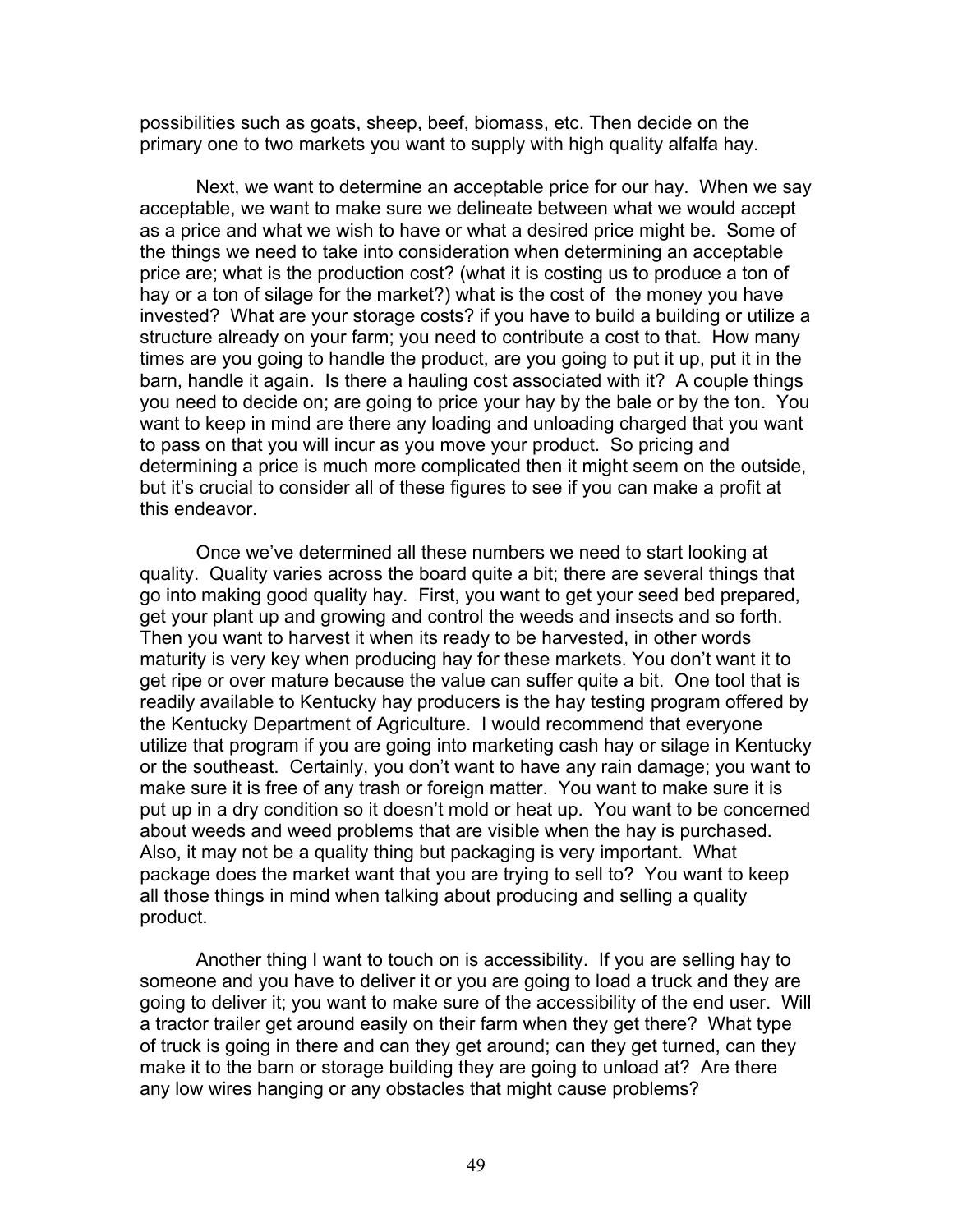possibilities such as goats, sheep, beef, biomass, etc. Then decide on the primary one to two markets you want to supply with high quality alfalfa hay.

Next, we want to determine an acceptable price for our hay. When we say acceptable, we want to make sure we delineate between what we would accept as a price and what we wish to have or what a desired price might be. Some of the things we need to take into consideration when determining an acceptable price are; what is the production cost? (what it is costing us to produce a ton of hay or a ton of silage for the market?) what is the cost of the money you have invested? What are your storage costs? if you have to build a building or utilize a structure already on your farm; you need to contribute a cost to that. How many times are you going to handle the product, are you going to put it up, put it in the barn, handle it again. Is there a hauling cost associated with it? A couple things you need to decide on; are going to price your hay by the bale or by the ton. You want to keep in mind are there any loading and unloading charged that you want to pass on that you will incur as you move your product. So pricing and determining a price is much more complicated then it might seem on the outside, but it's crucial to consider all of these figures to see if you can make a profit at this endeavor.

Once we've determined all these numbers we need to start looking at quality. Quality varies across the board quite a bit; there are several things that go into making good quality hay. First, you want to get your seed bed prepared, get your plant up and growing and control the weeds and insects and so forth. Then you want to harvest it when its ready to be harvested, in other words maturity is very key when producing hay for these markets. You don't want it to get ripe or over mature because the value can suffer quite a bit. One tool that is readily available to Kentucky hay producers is the hay testing program offered by the Kentucky Department of Agriculture. I would recommend that everyone utilize that program if you are going into marketing cash hay or silage in Kentucky or the southeast. Certainly, you don't want to have any rain damage; you want to make sure it is free of any trash or foreign matter. You want to make sure it is put up in a dry condition so it doesn't mold or heat up. You want to be concerned about weeds and weed problems that are visible when the hay is purchased. Also, it may not be a quality thing but packaging is very important. What package does the market want that you are trying to sell to? You want to keep all those things in mind when talking about producing and selling a quality product.

Another thing I want to touch on is accessibility. If you are selling hay to someone and you have to deliver it or you are going to load a truck and they are going to deliver it; you want to make sure of the accessibility of the end user. Will a tractor trailer get around easily on their farm when they get there? What type of truck is going in there and can they get around; can they get turned, can they make it to the barn or storage building they are going to unload at? Are there any low wires hanging or any obstacles that might cause problems?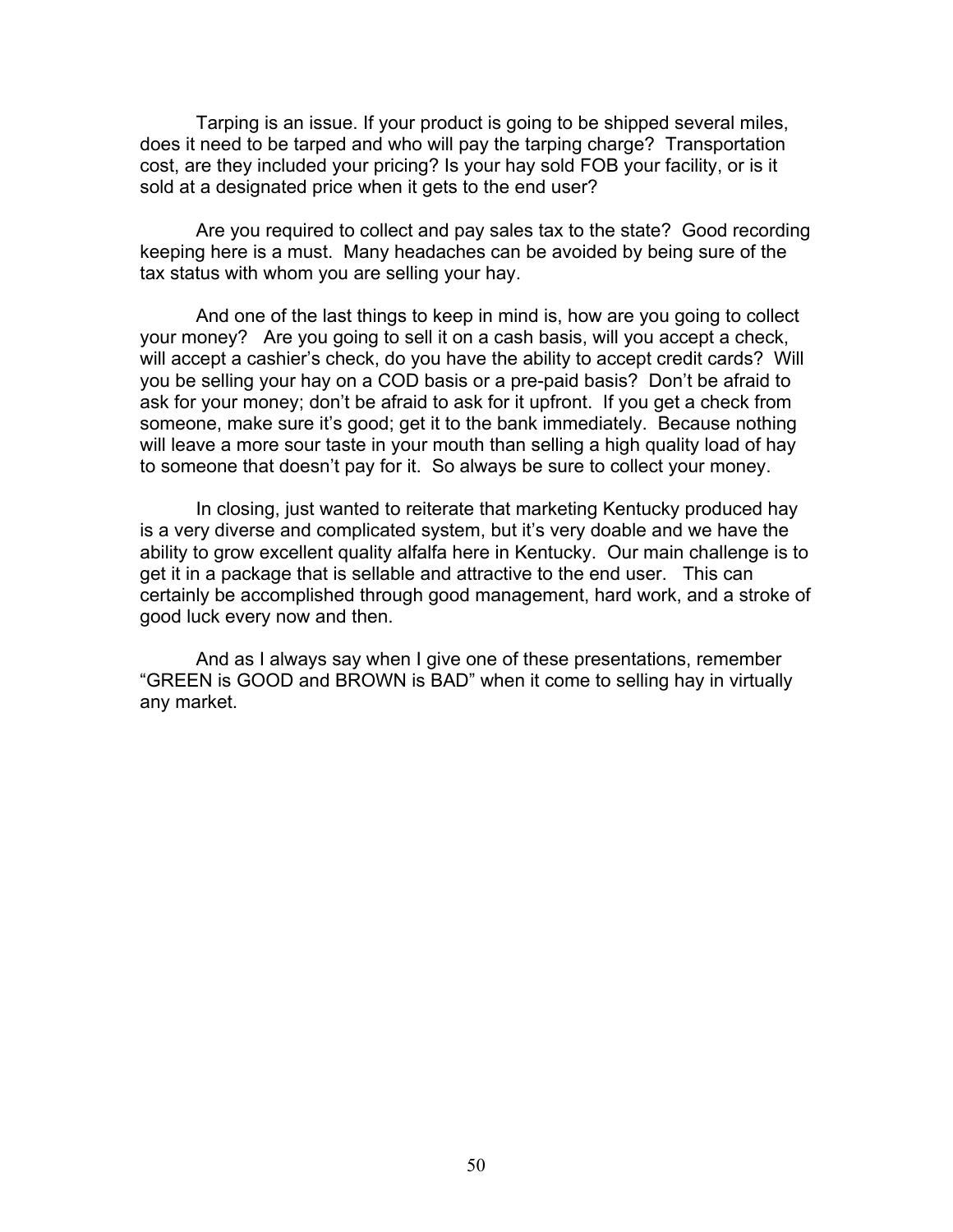Tarping is an issue. If your product is going to be shipped several miles, does it need to be tarped and who will pay the tarping charge? Transportation cost, are they included your pricing? Is your hay sold FOB your facility, or is it sold at a designated price when it gets to the end user?

Are you required to collect and pay sales tax to the state? Good recording keeping here is a must. Many headaches can be avoided by being sure of the tax status with whom you are selling your hay.

And one of the last things to keep in mind is, how are you going to collect your money? Are you going to sell it on a cash basis, will you accept a check, will accept a cashier's check, do you have the ability to accept credit cards? Will you be selling your hay on a COD basis or a pre-paid basis? Don't be afraid to ask for your money; don't be afraid to ask for it upfront. If you get a check from someone, make sure it's good; get it to the bank immediately. Because nothing will leave a more sour taste in your mouth than selling a high quality load of hay to someone that doesn't pay for it. So always be sure to collect your money.

In closing, just wanted to reiterate that marketing Kentucky produced hay is a very diverse and complicated system, but it's very doable and we have the ability to grow excellent quality alfalfa here in Kentucky. Our main challenge is to get it in a package that is sellable and attractive to the end user. This can certainly be accomplished through good management, hard work, and a stroke of good luck every now and then.

And as I always say when I give one of these presentations, remember "GREEN is GOOD and BROWN is BAD" when it come to selling hay in virtually any market.